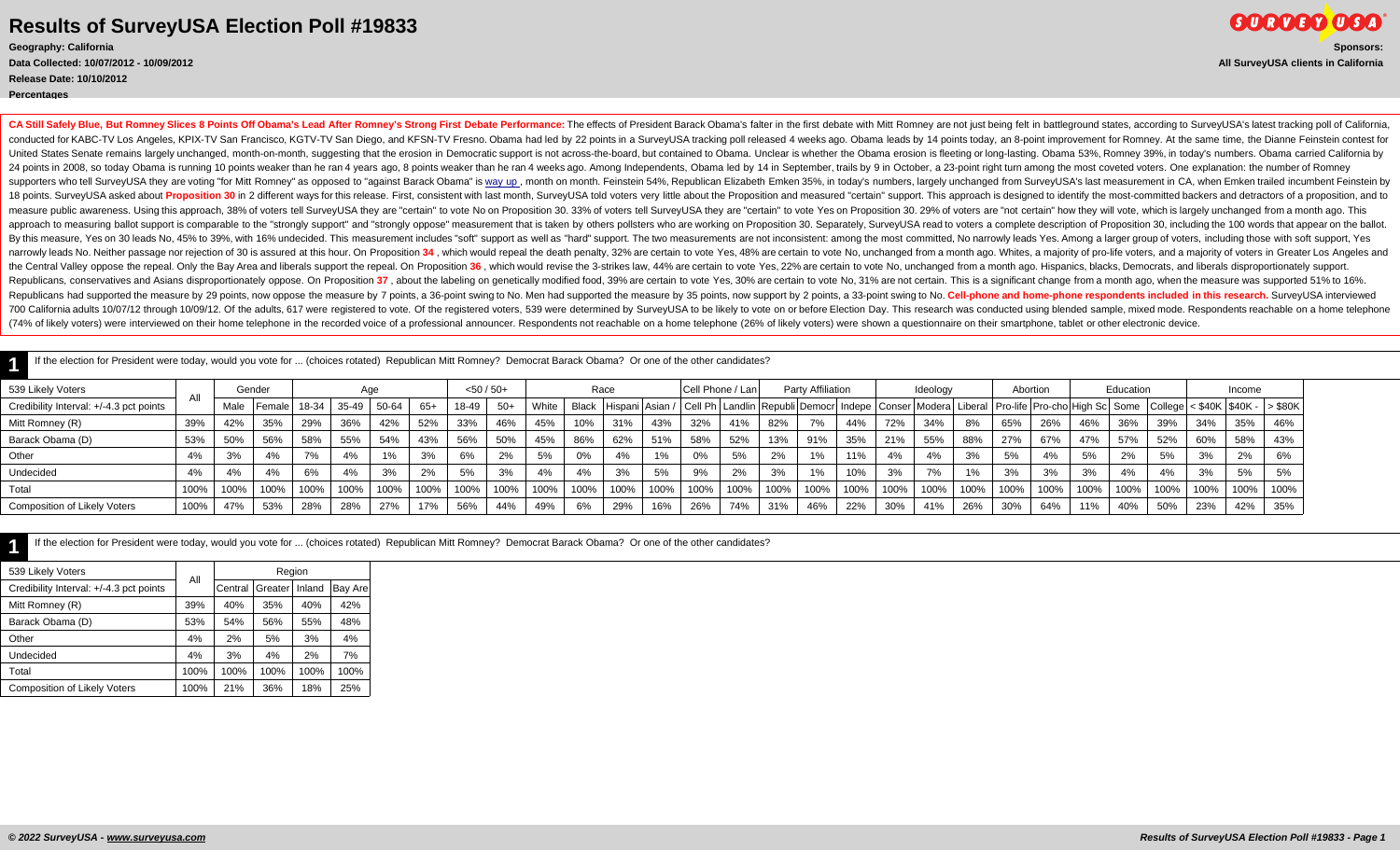# Results of SurveyUSA Election Poll #19833

**Geography: California**

**Data Collected: 10/07/2012 - 10/09/2012**

**Release Date: 10/10/2012**

**Percentages**

**Sponsors:**

**All SurveyUSA clients in California**

**CA Still Safely Blue, But Romney Slices 8 Points Off Obama's Lead After Romney's Strong First Debate Performance:** The effects of President Barack Obama's falter in the first debate with Mitt Romney are not just being felt in battleground states, according to SurveyUSA's latest tracking poll of California, conducted for KABC-TV Los Angeles, KPIX-TV San Francisco, KGTV-TV San Diego, and KFSN-TV Fresno. Obama had led by 22 points in a SurveyUSA tracking poll released 4 weeks ago. Obama leads by 14 points today, an 8-point improvement for Romney. At the same time, the Dianne Feinstein contest for United States Senate remains largely unchanged, month-on-month, suggesting that the erosion in Democratic support is not across-the-board, but contained to Obama. Unclear is whether the Obama erosion is fleeting or long-lasting. Obama 53%, Romney 39%, in today's numbers. Obama carried California by 24 points in 2008, so today Obama is running 10 points weaker than he ran 4 years ago, 8 points weaker than he ran 4 weeks ago. Among Independents, Obama led by 14 in September, trails by 9 in October, a 23-point right turn among the most coveted voters. One explanation: the number of Romney supporters who tell SurveyUSA they are voting "for Mitt Romney" as opposed to "against Barack Obama" is way up, month on month. Feinstein 54%, Republican Elizabeth Emken 35%, in today's numbers, largely unchanged from SurveyUSA's last measurement in CA, when Emken trailed incumbent Feinstein by 18 points. SurveyUSA asked about **Proposition 30** in 2 different ways for this release. First, consistent with last month, SurveyUSA told voters very little about the Proposition and measured "certain" support. This approach is designed to identify the most-committed backers and detractors of a proposition, and to measure public awareness. Using this approach, 38% of voters tell SurveyUSA they are "certain" to vote No on Proposition 30. 33% of voters tell SurveyUSA they are "certain" to vote Yes on Proposition 30. 29% of voters are "not certain" how they will vote, which is largely unchanged from a month ago. This approach to measuring ballot support is comparable to the "strongly support" and "strongly oppose" measurement that is taken by others pollsters who are working on Proposition 30. Separately, SurveyUSA read to voters a complete description of Proposition 30, including the 100 words that appear on the ballot. By this measure, Yes on 30 leads No, 45% to 39%, with 16% undecided. This measurement includes "soft" support as well as "hard" support. The two measurements are not inconsistent: among the most committed, No narrowly leads Yes. Among a larger group of voters, including those with soft support, Yes narrowly leads No. Neither passage nor rejection of 30 is assured at this hour. On Proposition **34**, which would repeal the death penalty, 32% are certain to vote Yes, 48% are certain to vote No, unchanged from a month ago. Whites, a majority of pro-life voters, and a majority of voters in Greater Los Angeles and the Central Valley oppose the repeal. Only the Bay Area and liberals support the repeal. On Proposition **36**, which would revise the 3-strikes law, 44% are certain to vote Yes, 22% are certain to vote No, unchanged from a month ago. Hispanics, blacks, Democrats, and liberals disproportionately support. Republicans, conservatives and Asians disproportionately oppose. On Proposition **37**, about the labeling on genetically modified food, 39% are certain to vote Yes, 30% are certain to vote No, 31% are not certain. This is a significant change from a month ago, when the measure was supported 51% to 16%. Republicans had supported the measure by 29 points, now oppose the measure by 7 points, a 36-point swing to No. Men had supported the measure by 35 points, now support by 2 points, a 33-point swing to No. **Cell-phone and home-phone respondents included in this research.** SurveyUSA interviewed 700 California adults 10/07/12 through 10/09/12. Of the adults, 617 were registered to vote. Of the registered voters, 539 were determined by SurveyUSA to be likely to vote on or before Election Day. This research was conducted using blended sample, mixed mode. Respondents reachable on a home telephone (74% of likely voters) were interviewed on their home telephone in the recorded voice of a professional announcer. Respondents not reachable on a home telephone (26% of likely voters) were shown a questionnaire on their smartphone, tablet or other electronic device.

## 1

If the election for President were today, would you vote for ... (choices rotated) Republican Mitt Romney? Democrat Barack Obama? Or one of the other candidates?

| 539 Likely Voters | All | Gender | | Age | | | | <50 / 50+ | | Race | | | | Cell Phone / Lan | | Party Affiliation | | | Ideology | | | Abortion | | Education | | | Income | | |
|---|---|---|---|---|---|---|---|---|---|---|---|---|---|---|---|---|---|---|---|---|---|---|---|---|---|---|---|---|---|
| Credibility Interval: +/-4.3 pct points | | Male | Female | 18-34 | 35-49 | 50-64 | 65+ | 18-49 | 50+ | White | Black | Hispani | Asian / | Cell Ph | Landlin | Republi | Democr | Indepe | Conser | Modera | Liberal | Pro-life | Pro-cho | High Sc | Some | College | < $40K | $40K - | > $80K |
| Mitt Romney (R) | 39% | 42% | 35% | 29% | 36% | 42% | 52% | 33% | 46% | 45% | 10% | 31% | 43% | 32% | 41% | 82% | 7% | 44% | 72% | 34% | 8% | 65% | 26% | 46% | 36% | 39% | 34% | 35% | 46% |
| Barack Obama (D) | 53% | 50% | 56% | 58% | 55% | 54% | 43% | 56% | 50% | 45% | 86% | 62% | 51% | 58% | 52% | 13% | 91% | 35% | 21% | 55% | 88% | 27% | 67% | 47% | 57% | 52% | 60% | 58% | 43% |
| Other | 4% | 3% | 4% | 7% | 4% | 1% | 3% | 6% | 2% | 5% | 0% | 4% | 1% | 0% | 5% | 2% | 1% | 11% | 4% | 4% | 3% | 5% | 4% | 5% | 2% | 5% | 3% | 2% | 6% |
| Undecided | 4% | 4% | 4% | 6% | 4% | 3% | 2% | 5% | 3% | 4% | 4% | 3% | 5% | 9% | 2% | 3% | 1% | 10% | 3% | 7% | 1% | 3% | 3% | 3% | 4% | 4% | 3% | 5% | 5% |
| Total | 100% | 100% | 100% | 100% | 100% | 100% | 100% | 100% | 100% | 100% | 100% | 100% | 100% | 100% | 100% | 100% | 100% | 100% | 100% | 100% | 100% | 100% | 100% | 100% | 100% | 100% | 100% | 100% | 100% |
| Composition of Likely Voters | 100% | 47% | 53% | 28% | 28% | 27% | 17% | 56% | 44% | 49% | 6% | 29% | 16% | 26% | 74% | 31% | 46% | 22% | 30% | 41% | 26% | 30% | 64% | 11% | 40% | 50% | 23% | 42% | 35% |

## 1

If the election for President were today, would you vote for ... (choices rotated) Republican Mitt Romney? Democrat Barack Obama? Or one of the other candidates?

| 539 Likely Voters | All | Region | | | |
|---|---|---|---|---|---|
| Credibility Interval: +/-4.3 pct points | | Central | Greater | Inland | Bay Are |
| Mitt Romney (R) | 39% | 40% | 35% | 40% | 42% |
| Barack Obama (D) | 53% | 54% | 56% | 55% | 48% |
| Other | 4% | 2% | 5% | 3% | 4% |
| Undecided | 4% | 3% | 4% | 2% | 7% |
| Total | 100% | 100% | 100% | 100% | 100% |
| Composition of Likely Voters | 100% | 21% | 36% | 18% | 25% |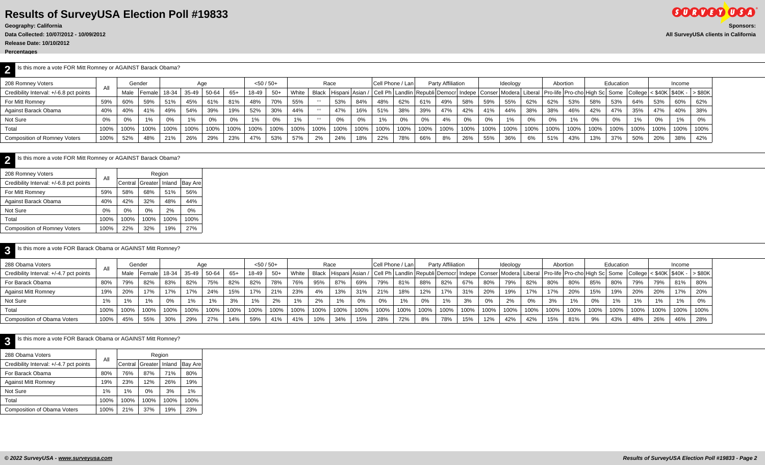# Results of SurveyUSA Election Poll #19833

**Geography: California**
**Data Collected: 10/07/2012 - 10/09/2012**
**Release Date: 10/10/2012**
**Percentages**

**Sponsors:**
**All SurveyUSA clients in California**

## 2 Is this more a vote FOR Mitt Romney or AGAINST Barack Obama?

| 208 Romney Voters | All | Gender | | Age | | | | <50 / 50+ | | Race | | | | Cell Phone / Lan | | Party Affiliation | | | Ideology | | | Abortion | | Education | | | Income | | |
|---|---|---|---|---|---|---|---|---|---|---|---|---|---|---|---|---|---|---|---|---|---|---|---|---|---|---|---|---|---|
| Credibility Interval: +/-6.8 pct points | | Male | Female | 18-34 | 35-49 | 50-64 | 65+ | 18-49 | 50+ | White | Black | Hispani | Asian / | Cell Ph | Landlin | Republi | Democr | Indepe | Conser | Modera | Liberal | Pro-life | Pro-cho | High Sc | Some | College | < $40K | $40K - | > $80K |
| For Mitt Romney | 59% | 60% | 59% | 51% | 45% | 61% | 81% | 48% | 70% | 55% | ** | 53% | 84% | 48% | 62% | 61% | 49% | 58% | 59% | 55% | 62% | 62% | 53% | 58% | 53% | 64% | 53% | 60% | 62% |
| Against Barack Obama | 40% | 40% | 41% | 49% | 54% | 39% | 19% | 52% | 30% | 44% | ** | 47% | 16% | 51% | 38% | 39% | 47% | 42% | 41% | 44% | 38% | 38% | 46% | 42% | 47% | 35% | 47% | 40% | 38% |
| Not Sure | 0% | 0% | 1% | 0% | 1% | 0% | 0% | 1% | 0% | 1% | ** | 0% | 0% | 1% | 0% | 0% | 4% | 0% | 0% | 1% | 0% | 0% | 1% | 0% | 0% | 1% | 0% | 1% | 0% |
| Total | 100% | 100% | 100% | 100% | 100% | 100% | 100% | 100% | 100% | 100% | 100% | 100% | 100% | 100% | 100% | 100% | 100% | 100% | 100% | 100% | 100% | 100% | 100% | 100% | 100% | 100% | 100% | 100% | 100% |
| Composition of Romney Voters | 100% | 52% | 48% | 21% | 26% | 29% | 23% | 47% | 53% | 57% | 2% | 24% | 18% | 22% | 78% | 66% | 8% | 26% | 55% | 36% | 6% | 51% | 43% | 13% | 37% | 50% | 20% | 38% | 42% |

## 2 Is this more a vote FOR Mitt Romney or AGAINST Barack Obama?

| 208 Romney Voters | All | Region | | | |
|---|---|---|---|---|---|
| Credibility Interval: +/-6.8 pct points | | Central | Greater | Inland | Bay Are |
| For Mitt Romney | 59% | 58% | 68% | 51% | 56% |
| Against Barack Obama | 40% | 42% | 32% | 48% | 44% |
| Not Sure | 0% | 0% | 0% | 2% | 0% |
| Total | 100% | 100% | 100% | 100% | 100% |
| Composition of Romney Voters | 100% | 22% | 32% | 19% | 27% |

## 3 Is this more a vote FOR Barack Obama or AGAINST Mitt Romney?

| 288 Obama Voters | All | Gender | | Age | | | | <50 / 50+ | | Race | | | | Cell Phone / Lan | | Party Affiliation | | | Ideology | | | Abortion | | Education | | | Income | | |
|---|---|---|---|---|---|---|---|---|---|---|---|---|---|---|---|---|---|---|---|---|---|---|---|---|---|---|---|---|---|
| Credibility Interval: +/-4.7 pct points | | Male | Female | 18-34 | 35-49 | 50-64 | 65+ | 18-49 | 50+ | White | Black | Hispani | Asian / | Cell Ph | Landlin | Republi | Democr | Indepe | Conser | Modera | Liberal | Pro-life | Pro-cho | High Sc | Some | College | < $40K | $40K - | > $80K |
| For Barack Obama | 80% | 79% | 82% | 83% | 82% | 75% | 82% | 82% | 78% | 76% | 95% | 87% | 69% | 79% | 81% | 88% | 82% | 67% | 80% | 79% | 82% | 80% | 80% | 85% | 80% | 79% | 79% | 81% | 80% |
| Against Mitt Romney | 19% | 20% | 17% | 17% | 17% | 24% | 15% | 17% | 21% | 23% | 4% | 13% | 31% | 21% | 18% | 12% | 17% | 31% | 20% | 19% | 17% | 17% | 20% | 15% | 19% | 20% | 20% | 17% | 20% |
| Not Sure | 1% | 1% | 1% | 0% | 1% | 1% | 3% | 1% | 2% | 1% | 2% | 1% | 0% | 0% | 1% | 0% | 1% | 3% | 0% | 2% | 0% | 3% | 1% | 0% | 1% | 1% | 1% | 1% | 0% |
| Total | 100% | 100% | 100% | 100% | 100% | 100% | 100% | 100% | 100% | 100% | 100% | 100% | 100% | 100% | 100% | 100% | 100% | 100% | 100% | 100% | 100% | 100% | 100% | 100% | 100% | 100% | 100% | 100% | 100% |
| Composition of Obama Voters | 100% | 45% | 55% | 30% | 29% | 27% | 14% | 59% | 41% | 41% | 10% | 34% | 15% | 28% | 72% | 8% | 78% | 15% | 12% | 42% | 42% | 15% | 81% | 9% | 43% | 48% | 26% | 46% | 28% |

## 3 Is this more a vote FOR Barack Obama or AGAINST Mitt Romney?

| 288 Obama Voters | All | Region | | | |
|---|---|---|---|---|---|
| Credibility Interval: +/-4.7 pct points | | Central | Greater | Inland | Bay Are |
| For Barack Obama | 80% | 76% | 87% | 71% | 80% |
| Against Mitt Romney | 19% | 23% | 12% | 26% | 19% |
| Not Sure | 1% | 1% | 0% | 3% | 1% |
| Total | 100% | 100% | 100% | 100% | 100% |
| Composition of Obama Voters | 100% | 21% | 37% | 19% | 23% |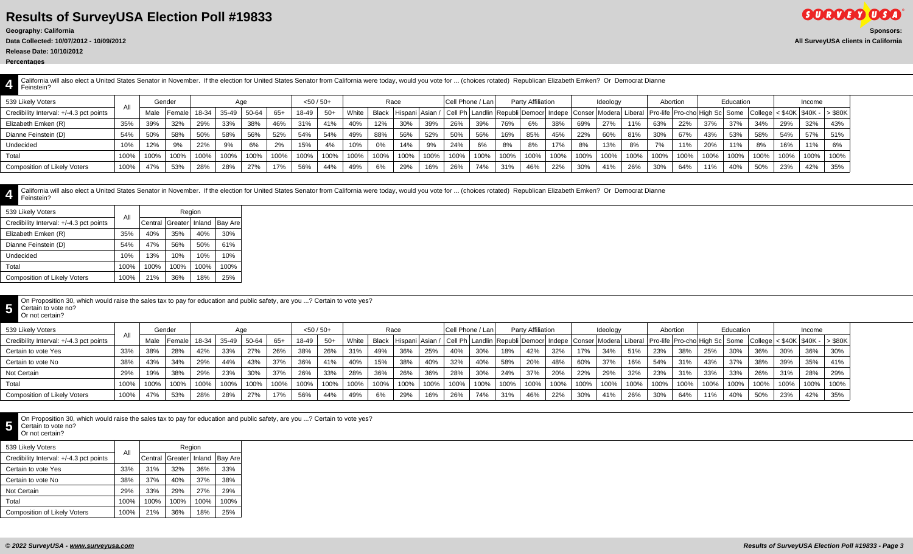# Results of SurveyUSA Election Poll #19833

**Geography: California**

**Data Collected: 10/07/2012 - 10/09/2012**

**Release Date: 10/10/2012**

**Percentages**

**Sponsors:**

**All SurveyUSA clients in California**

**4** California will also elect a United States Senator in November. If the election for United States Senator from California were today, would you vote for ... (choices rotated) Republican Elizabeth Emken? Or Democrat Dianne Feinstein?

| 539 Likely Voters | All | Gender | | Age | | | | <50 / 50+ | | Race | | | | Cell Phone / Lan | | Party Affiliation | | | Ideology | | | Abortion | | Education | | | Income | | |
|---|---|---|---|---|---|---|---|---|---|---|---|---|---|---|---|---|---|---|---|---|---|---|---|---|---|---|---|---|---|
| Credibility Interval: +/-4.3 pct points | | Male | Female | 18-34 | 35-49 | 50-64 | 65+ | 18-49 | 50+ | White | Black | Hispani | Asian / | Cell Ph | Landlin | Republi | Democr | Indepe | Conser | Modera | Liberal | Pro-life | Pro-cho | High Sc | Some | College | < $40K | $40K - | > $80K |
| Elizabeth Emken (R) | 35% | 39% | 32% | 29% | 33% | 38% | 46% | 31% | 41% | 40% | 12% | 30% | 39% | 26% | 39% | 76% | 6% | 38% | 69% | 27% | 11% | 63% | 22% | 37% | 37% | 34% | 29% | 32% | 43% |
| Dianne Feinstein (D) | 54% | 50% | 58% | 50% | 58% | 56% | 52% | 54% | 54% | 49% | 88% | 56% | 52% | 50% | 56% | 16% | 85% | 45% | 22% | 60% | 81% | 30% | 67% | 43% | 53% | 58% | 54% | 57% | 51% |
| Undecided | 10% | 12% | 9% | 22% | 9% | 6% | 2% | 15% | 4% | 10% | 0% | 14% | 9% | 24% | 6% | 8% | 8% | 17% | 8% | 13% | 8% | 7% | 11% | 20% | 11% | 8% | 16% | 11% | 6% |
| Total | 100% | 100% | 100% | 100% | 100% | 100% | 100% | 100% | 100% | 100% | 100% | 100% | 100% | 100% | 100% | 100% | 100% | 100% | 100% | 100% | 100% | 100% | 100% | 100% | 100% | 100% | 100% | 100% | 100% |
| Composition of Likely Voters | 100% | 47% | 53% | 28% | 28% | 27% | 17% | 56% | 44% | 49% | 6% | 29% | 16% | 26% | 74% | 31% | 46% | 22% | 30% | 41% | 26% | 30% | 64% | 11% | 40% | 50% | 23% | 42% | 35% |

**4** California will also elect a United States Senator in November. If the election for United States Senator from California were today, would you vote for ... (choices rotated) Republican Elizabeth Emken? Or Democrat Dianne Feinstein?

| 539 Likely Voters | All | Region | | | |
|---|---|---|---|---|---|
| Credibility Interval: +/-4.3 pct points | | Central | Greater | Inland | Bay Are |
| Elizabeth Emken (R) | 35% | 40% | 35% | 40% | 30% |
| Dianne Feinstein (D) | 54% | 47% | 56% | 50% | 61% |
| Undecided | 10% | 13% | 10% | 10% | 10% |
| Total | 100% | 100% | 100% | 100% | 100% |
| Composition of Likely Voters | 100% | 21% | 36% | 18% | 25% |

**5** On Proposition 30, which would raise the sales tax to pay for education and public safety, are you ...? Certain to vote yes? Certain to vote no? Or not certain?

| 539 Likely Voters | All | Gender | | Age | | | | <50 / 50+ | | Race | | | | Cell Phone / Lan | | Party Affiliation | | | Ideology | | | Abortion | | Education | | | Income | | |
|---|---|---|---|---|---|---|---|---|---|---|---|---|---|---|---|---|---|---|---|---|---|---|---|---|---|---|---|---|---|
| Credibility Interval: +/-4.3 pct points | | Male | Female | 18-34 | 35-49 | 50-64 | 65+ | 18-49 | 50+ | White | Black | Hispani | Asian / | Cell Ph | Landlin | Republi | Democr | Indepe | Conser | Modera | Liberal | Pro-life | Pro-cho | High Sc | Some | College | < $40K | $40K - | > $80K |
| Certain to vote Yes | 33% | 38% | 28% | 42% | 33% | 27% | 26% | 38% | 26% | 31% | 49% | 36% | 25% | 40% | 30% | 18% | 42% | 32% | 17% | 34% | 51% | 23% | 38% | 25% | 30% | 36% | 30% | 36% | 30% |
| Certain to vote No | 38% | 43% | 34% | 29% | 44% | 43% | 37% | 36% | 41% | 40% | 15% | 38% | 40% | 32% | 40% | 58% | 20% | 48% | 60% | 37% | 16% | 54% | 31% | 43% | 37% | 38% | 39% | 35% | 41% |
| Not Certain | 29% | 19% | 38% | 29% | 23% | 30% | 37% | 26% | 33% | 28% | 36% | 26% | 36% | 28% | 30% | 24% | 37% | 20% | 22% | 29% | 32% | 23% | 31% | 33% | 33% | 26% | 31% | 28% | 29% |
| Total | 100% | 100% | 100% | 100% | 100% | 100% | 100% | 100% | 100% | 100% | 100% | 100% | 100% | 100% | 100% | 100% | 100% | 100% | 100% | 100% | 100% | 100% | 100% | 100% | 100% | 100% | 100% | 100% | 100% |
| Composition of Likely Voters | 100% | 47% | 53% | 28% | 28% | 27% | 17% | 56% | 44% | 49% | 6% | 29% | 16% | 26% | 74% | 31% | 46% | 22% | 30% | 41% | 26% | 30% | 64% | 11% | 40% | 50% | 23% | 42% | 35% |

**5** On Proposition 30, which would raise the sales tax to pay for education and public safety, are you ...? Certain to vote yes? Certain to vote no? Or not certain?

| 539 Likely Voters | All | Region | | | |
|---|---|---|---|---|---|
| Credibility Interval: +/-4.3 pct points | | Central | Greater | Inland | Bay Are |
| Certain to vote Yes | 33% | 31% | 32% | 36% | 33% |
| Certain to vote No | 38% | 37% | 40% | 37% | 38% |
| Not Certain | 29% | 33% | 29% | 27% | 29% |
| Total | 100% | 100% | 100% | 100% | 100% |
| Composition of Likely Voters | 100% | 21% | 36% | 18% | 25% |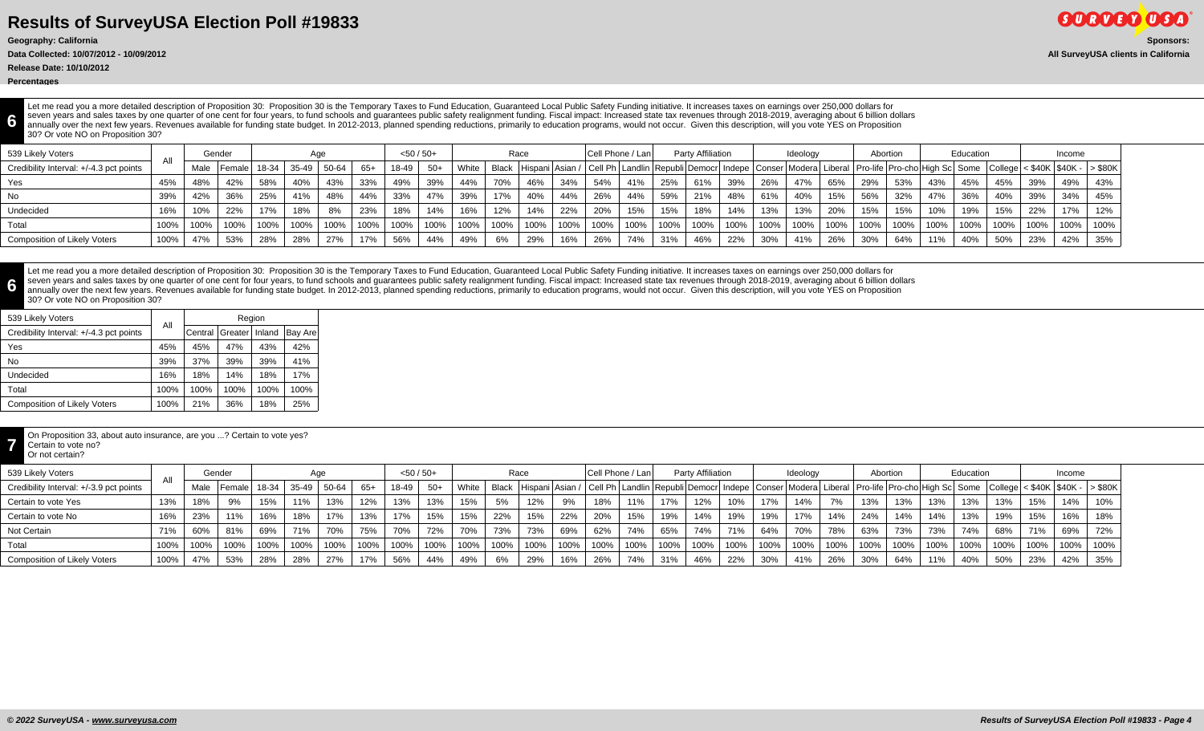# Results of SurveyUSA Election Poll #19833

**Geography: California**

**Data Collected: 10/07/2012 - 10/09/2012**

**Release Date: 10/10/2012**

**Percentages**

**Sponsors:**

**All SurveyUSA clients in California**

**6** Let me read you a more detailed description of Proposition 30: Proposition 30 is the Temporary Taxes to Fund Education, Guaranteed Local Public Safety Funding initiative. It increases taxes on earnings over 250,000 dollars for seven years and sales taxes by one quarter of one cent for four years, to fund schools and guarantees public safety realignment funding. Fiscal impact: Increased state tax revenues through 2018-2019, averaging about 6 billion dollars annually over the next few years. Revenues available for funding state budget. In 2012-2013, planned spending reductions, primarily to education programs, would not occur. Given this description, will you vote YES on Proposition 30? Or vote NO on Proposition 30?

| 539 Likely Voters | All | Gender | | Age | | | | <50 / 50+ | | Race | | | | Cell Phone / Lan | | Party Affiliation | | | Ideology | | | Abortion | | Education | | | Income | | |
|---|---|---|---|---|---|---|---|---|---|---|---|---|---|---|---|---|---|---|---|---|---|---|---|---|---|---|---|---|---|
| Credibility Interval: +/-4.3 pct points | | Male | Female | 18-34 | 35-49 | 50-64 | 65+ | 18-49 | 50+ | White | Black | Hispani | Asian / | Cell Ph | Landlin | Republi | Democr | Indepe | Conser | Modera | Liberal | Pro-life | Pro-cho | High Sc | Some | College | < $40K | $40K - | > $80K |
| Yes | 45% | 48% | 42% | 58% | 40% | 43% | 33% | 49% | 39% | 44% | 70% | 46% | 34% | 54% | 41% | 25% | 61% | 39% | 26% | 47% | 65% | 29% | 53% | 43% | 45% | 45% | 39% | 49% | 43% |
| No | 39% | 42% | 36% | 25% | 41% | 48% | 44% | 33% | 47% | 39% | 17% | 40% | 44% | 26% | 44% | 59% | 21% | 48% | 61% | 40% | 15% | 56% | 32% | 47% | 36% | 40% | 39% | 34% | 45% |
| Undecided | 16% | 10% | 22% | 17% | 18% | 8% | 23% | 18% | 14% | 16% | 12% | 14% | 22% | 20% | 15% | 15% | 18% | 14% | 13% | 13% | 20% | 15% | 15% | 10% | 19% | 15% | 22% | 17% | 12% |
| Total | 100% | 100% | 100% | 100% | 100% | 100% | 100% | 100% | 100% | 100% | 100% | 100% | 100% | 100% | 100% | 100% | 100% | 100% | 100% | 100% | 100% | 100% | 100% | 100% | 100% | 100% | 100% | 100% | 100% |
| Composition of Likely Voters | 100% | 47% | 53% | 28% | 28% | 27% | 17% | 56% | 44% | 49% | 6% | 29% | 16% | 26% | 74% | 31% | 46% | 22% | 30% | 41% | 26% | 30% | 64% | 11% | 40% | 50% | 23% | 42% | 35% |

**6** Let me read you a more detailed description of Proposition 30: Proposition 30 is the Temporary Taxes to Fund Education, Guaranteed Local Public Safety Funding initiative. It increases taxes on earnings over 250,000 dollars for seven years and sales taxes by one quarter of one cent for four years, to fund schools and guarantees public safety realignment funding. Fiscal impact: Increased state tax revenues through 2018-2019, averaging about 6 billion dollars annually over the next few years. Revenues available for funding state budget. In 2012-2013, planned spending reductions, primarily to education programs, would not occur. Given this description, will you vote YES on Proposition 30? Or vote NO on Proposition 30?

| 539 Likely Voters | All | Region | | | |
|---|---|---|---|---|---|
| Credibility Interval: +/-4.3 pct points | | Central | Greater | Inland | Bay Are |
| Yes | 45% | 45% | 47% | 43% | 42% |
| No | 39% | 37% | 39% | 39% | 41% |
| Undecided | 16% | 18% | 14% | 18% | 17% |
| Total | 100% | 100% | 100% | 100% | 100% |
| Composition of Likely Voters | 100% | 21% | 36% | 18% | 25% |

**7** On Proposition 33, about auto insurance, are you ...? Certain to vote yes? Certain to vote no? Or not certain?

| 539 Likely Voters | All | Gender | | Age | | | | <50 / 50+ | | Race | | | | Cell Phone / Lan | | Party Affiliation | | | Ideology | | | Abortion | | Education | | | Income | | |
|---|---|---|---|---|---|---|---|---|---|---|---|---|---|---|---|---|---|---|---|---|---|---|---|---|---|---|---|---|---|
| Credibility Interval: +/-3.9 pct points | | Male | Female | 18-34 | 35-49 | 50-64 | 65+ | 18-49 | 50+ | White | Black | Hispani | Asian / | Cell Ph | Landlin | Republi | Democr | Indepe | Conser | Modera | Liberal | Pro-life | Pro-cho | High Sc | Some | College | < $40K | $40K - | > $80K |
| Certain to vote Yes | 13% | 18% | 9% | 15% | 11% | 13% | 12% | 13% | 13% | 15% | 5% | 12% | 9% | 18% | 11% | 17% | 12% | 10% | 17% | 14% | 7% | 13% | 13% | 13% | 13% | 13% | 15% | 14% | 10% |
| Certain to vote No | 16% | 23% | 11% | 16% | 18% | 17% | 13% | 17% | 15% | 15% | 22% | 15% | 22% | 20% | 15% | 19% | 14% | 19% | 19% | 17% | 14% | 24% | 14% | 14% | 13% | 19% | 15% | 16% | 18% |
| Not Certain | 71% | 60% | 81% | 69% | 71% | 70% | 75% | 70% | 72% | 70% | 73% | 73% | 69% | 62% | 74% | 65% | 74% | 71% | 64% | 70% | 78% | 63% | 73% | 73% | 74% | 68% | 71% | 69% | 72% |
| Total | 100% | 100% | 100% | 100% | 100% | 100% | 100% | 100% | 100% | 100% | 100% | 100% | 100% | 100% | 100% | 100% | 100% | 100% | 100% | 100% | 100% | 100% | 100% | 100% | 100% | 100% | 100% | 100% | 100% |
| Composition of Likely Voters | 100% | 47% | 53% | 28% | 28% | 27% | 17% | 56% | 44% | 49% | 6% | 29% | 16% | 26% | 74% | 31% | 46% | 22% | 30% | 41% | 26% | 30% | 64% | 11% | 40% | 50% | 23% | 42% | 35% |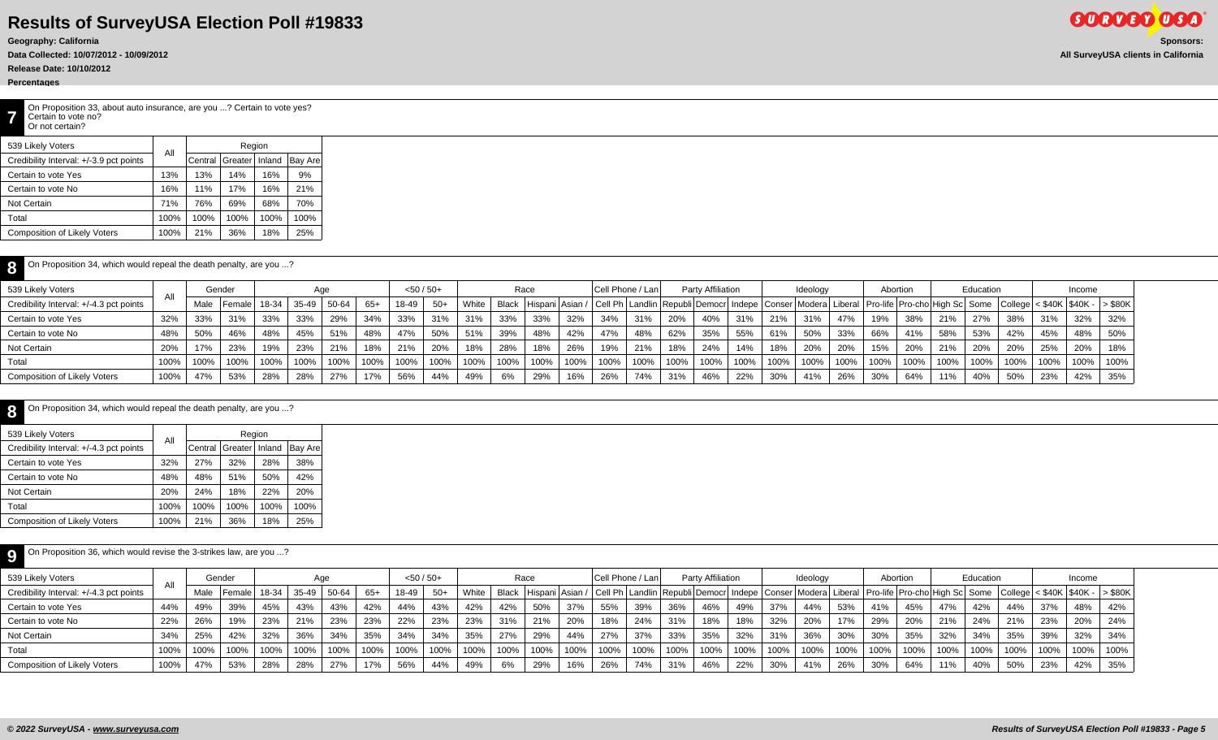# Results of SurveyUSA Election Poll #19833

**Geography: California**

**Data Collected: 10/07/2012 - 10/09/2012**

**Release Date: 10/10/2012**

**Percentages**

**Sponsors:**

**All SurveyUSA clients in California**

## 7

On Proposition 33, about auto insurance, are you ...? Certain to vote yes? Certain to vote no? Or not certain?

| 539 Likely Voters | All | Region | | | |
|---|---|---|---|---|---|
| Credibility Interval: +/-3.9 pct points | | Central | Greater | Inland | Bay Are |
| Certain to vote Yes | 13% | 13% | 14% | 16% | 9% |
| Certain to vote No | 16% | 11% | 17% | 16% | 21% |
| Not Certain | 71% | 76% | 69% | 68% | 70% |
| Total | 100% | 100% | 100% | 100% | 100% |
| Composition of Likely Voters | 100% | 21% | 36% | 18% | 25% |

## 8

On Proposition 34, which would repeal the death penalty, are you ...?

| 539 Likely Voters | All | Gender | | Age | | | | <50 / 50+ | | Race | | | | Cell Phone / Lan | | Party Affiliation | | | Ideology | | | Abortion | | Education | | | Income | | |
|---|---|---|---|---|---|---|---|---|---|---|---|---|---|---|---|---|---|---|---|---|---|---|---|---|---|---|---|---|---|
| Credibility Interval: +/-4.3 pct points | | Male | Female | 18-34 | 35-49 | 50-64 | 65+ | 18-49 | 50+ | White | Black | Hispani | Asian / | Cell Ph | Landlin | Republi | Democr | Indepe | Conser | Modera | Liberal | Pro-life | Pro-cho | High Sc | Some | College | < $40K | $40K - | > $80K |
| Certain to vote Yes | 32% | 33% | 31% | 33% | 33% | 29% | 34% | 33% | 31% | 31% | 33% | 33% | 32% | 34% | 31% | 20% | 40% | 31% | 21% | 31% | 47% | 19% | 38% | 21% | 27% | 38% | 31% | 32% | 32% |
| Certain to vote No | 48% | 50% | 46% | 48% | 45% | 51% | 48% | 47% | 50% | 51% | 39% | 48% | 42% | 47% | 48% | 62% | 35% | 55% | 61% | 50% | 33% | 66% | 41% | 58% | 53% | 42% | 45% | 48% | 50% |
| Not Certain | 20% | 17% | 23% | 19% | 23% | 21% | 18% | 21% | 20% | 18% | 28% | 18% | 26% | 19% | 21% | 18% | 24% | 14% | 18% | 20% | 20% | 15% | 20% | 21% | 20% | 20% | 25% | 20% | 18% |
| Total | 100% | 100% | 100% | 100% | 100% | 100% | 100% | 100% | 100% | 100% | 100% | 100% | 100% | 100% | 100% | 100% | 100% | 100% | 100% | 100% | 100% | 100% | 100% | 100% | 100% | 100% | 100% | 100% | 100% |
| Composition of Likely Voters | 100% | 47% | 53% | 28% | 28% | 27% | 17% | 56% | 44% | 49% | 6% | 29% | 16% | 26% | 74% | 31% | 46% | 22% | 30% | 41% | 26% | 30% | 64% | 11% | 40% | 50% | 23% | 42% | 35% |

## 8

On Proposition 34, which would repeal the death penalty, are you ...?

| 539 Likely Voters | All | Region | | | |
|---|---|---|---|---|---|
| Credibility Interval: +/-4.3 pct points | | Central | Greater | Inland | Bay Are |
| Certain to vote Yes | 32% | 27% | 32% | 28% | 38% |
| Certain to vote No | 48% | 48% | 51% | 50% | 42% |
| Not Certain | 20% | 24% | 18% | 22% | 20% |
| Total | 100% | 100% | 100% | 100% | 100% |
| Composition of Likely Voters | 100% | 21% | 36% | 18% | 25% |

## 9

On Proposition 36, which would revise the 3-strikes law, are you ...?

| 539 Likely Voters | All | Gender | | Age | | | | <50 / 50+ | | Race | | | | Cell Phone / Lan | | Party Affiliation | | | Ideology | | | Abortion | | Education | | | Income | | |
|---|---|---|---|---|---|---|---|---|---|---|---|---|---|---|---|---|---|---|---|---|---|---|---|---|---|---|---|---|---|
| Credibility Interval: +/-4.3 pct points | | Male | Female | 18-34 | 35-49 | 50-64 | 65+ | 18-49 | 50+ | White | Black | Hispani | Asian / | Cell Ph | Landlin | Republi | Democr | Indepe | Conser | Modera | Liberal | Pro-life | Pro-cho | High Sc | Some | College | < $40K | $40K - | > $80K |
| Certain to vote Yes | 44% | 49% | 39% | 45% | 43% | 43% | 42% | 44% | 43% | 42% | 42% | 50% | 37% | 55% | 39% | 36% | 46% | 49% | 37% | 44% | 53% | 41% | 45% | 47% | 42% | 44% | 37% | 48% | 42% |
| Certain to vote No | 22% | 26% | 19% | 23% | 21% | 23% | 23% | 22% | 23% | 23% | 31% | 21% | 20% | 18% | 24% | 31% | 18% | 18% | 32% | 20% | 17% | 29% | 20% | 21% | 24% | 21% | 23% | 20% | 24% |
| Not Certain | 34% | 25% | 42% | 32% | 36% | 34% | 35% | 34% | 34% | 35% | 27% | 29% | 44% | 27% | 37% | 33% | 35% | 32% | 31% | 36% | 30% | 30% | 35% | 32% | 34% | 35% | 39% | 32% | 34% |
| Total | 100% | 100% | 100% | 100% | 100% | 100% | 100% | 100% | 100% | 100% | 100% | 100% | 100% | 100% | 100% | 100% | 100% | 100% | 100% | 100% | 100% | 100% | 100% | 100% | 100% | 100% | 100% | 100% | 100% |
| Composition of Likely Voters | 100% | 47% | 53% | 28% | 28% | 27% | 17% | 56% | 44% | 49% | 6% | 29% | 16% | 26% | 74% | 31% | 46% | 22% | 30% | 41% | 26% | 30% | 64% | 11% | 40% | 50% | 23% | 42% | 35% |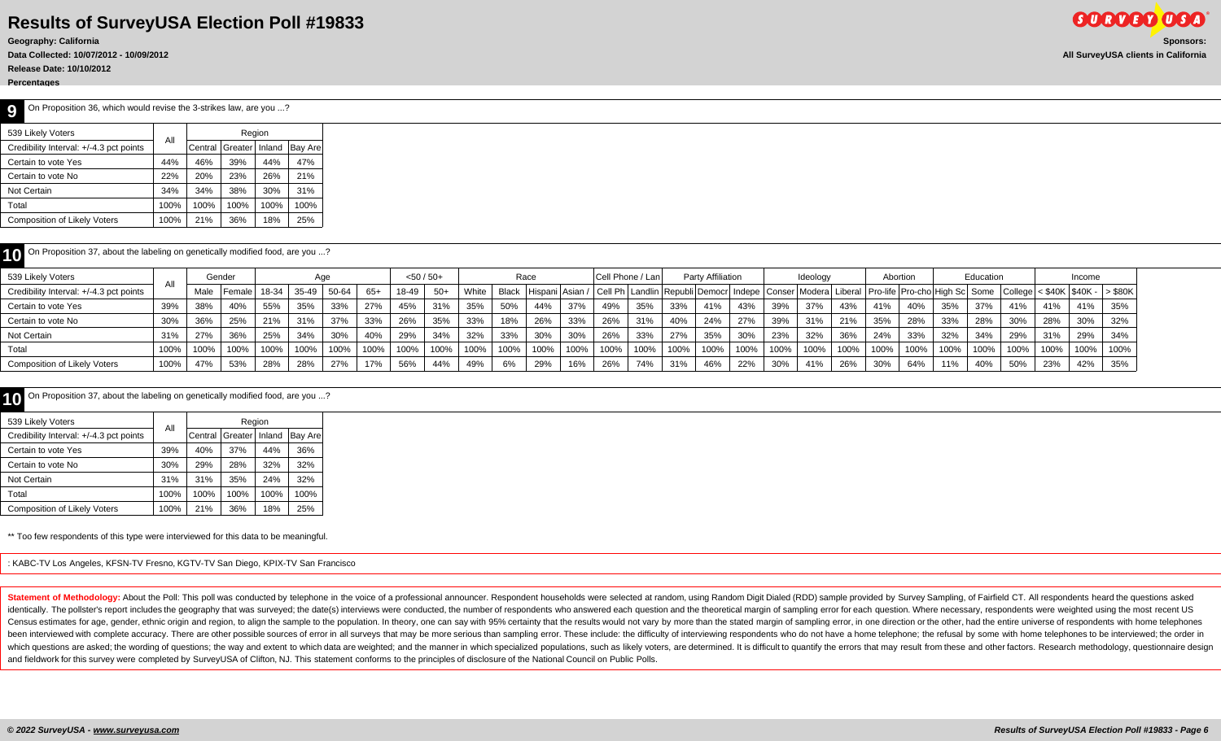# Results of SurveyUSA Election Poll #19833

**Geography: California**

**Data Collected: 10/07/2012 - 10/09/2012**

**Release Date: 10/10/2012**

**Percentages**

**Sponsors:**

**All SurveyUSA clients in California**

## 9 On Proposition 36, which would revise the 3-strikes law, are you ...?

| 539 Likely Voters | All | Region | | | |
|---|---|---|---|---|---|
| Credibility Interval: +/-4.3 pct points | | Central | Greater | Inland | Bay Are |
| Certain to vote Yes | 44% | 46% | 39% | 44% | 47% |
| Certain to vote No | 22% | 20% | 23% | 26% | 21% |
| Not Certain | 34% | 34% | 38% | 30% | 31% |
| Total | 100% | 100% | 100% | 100% | 100% |
| Composition of Likely Voters | 100% | 21% | 36% | 18% | 25% |

## 10 On Proposition 37, about the labeling on genetically modified food, are you ...?

| 539 Likely Voters | All | Gender | | Age | | | | <50 / 50+ | | Race | | | | Cell Phone / Lan | | Party Affiliation | | | Ideology | | | Abortion | | Education | | | Income | | |
|---|---|---|---|---|---|---|---|---|---|---|---|---|---|---|---|---|---|---|---|---|---|---|---|---|---|---|---|---|---|
| Credibility Interval: +/-4.3 pct points | | Male | Female | 18-34 | 35-49 | 50-64 | 65+ | 18-49 | 50+ | White | Black | Hispani | Asian / | Cell Ph | Landlin | Republi | Democr | Indepe | Conser | Modera | Liberal | Pro-life | Pro-cho | High Sc | Some | College | < $40K | $40K - | > $80K |
| Certain to vote Yes | 39% | 38% | 40% | 55% | 35% | 33% | 27% | 45% | 31% | 35% | 50% | 44% | 37% | 49% | 35% | 33% | 41% | 43% | 39% | 37% | 43% | 41% | 40% | 35% | 37% | 41% | 41% | 41% | 35% |
| Certain to vote No | 30% | 36% | 25% | 21% | 31% | 37% | 33% | 26% | 35% | 33% | 18% | 26% | 33% | 26% | 31% | 40% | 24% | 27% | 39% | 31% | 21% | 35% | 28% | 33% | 28% | 30% | 28% | 30% | 32% |
| Not Certain | 31% | 27% | 36% | 25% | 34% | 30% | 40% | 29% | 34% | 32% | 33% | 30% | 30% | 26% | 33% | 27% | 35% | 30% | 23% | 32% | 36% | 24% | 33% | 32% | 34% | 29% | 31% | 29% | 34% |
| Total | 100% | 100% | 100% | 100% | 100% | 100% | 100% | 100% | 100% | 100% | 100% | 100% | 100% | 100% | 100% | 100% | 100% | 100% | 100% | 100% | 100% | 100% | 100% | 100% | 100% | 100% | 100% | 100% | 100% |
| Composition of Likely Voters | 100% | 47% | 53% | 28% | 28% | 27% | 17% | 56% | 44% | 49% | 6% | 29% | 16% | 26% | 74% | 31% | 46% | 22% | 30% | 41% | 26% | 30% | 64% | 11% | 40% | 50% | 23% | 42% | 35% |

## 10 On Proposition 37, about the labeling on genetically modified food, are you ...?

| 539 Likely Voters | All | Region | | | |
|---|---|---|---|---|---|
| Credibility Interval: +/-4.3 pct points | | Central | Greater | Inland | Bay Are |
| Certain to vote Yes | 39% | 40% | 37% | 44% | 36% |
| Certain to vote No | 30% | 29% | 28% | 32% | 32% |
| Not Certain | 31% | 31% | 35% | 24% | 32% |
| Total | 100% | 100% | 100% | 100% | 100% |
| Composition of Likely Voters | 100% | 21% | 36% | 18% | 25% |

** Too few respondents of this type were interviewed for this data to be meaningful.

: KABC-TV Los Angeles, KFSN-TV Fresno, KGTV-TV San Diego, KPIX-TV San Francisco

**Statement of Methodology:** About the Poll: This poll was conducted by telephone in the voice of a professional announcer. Respondent households were selected at random, using Random Digit Dialed (RDD) sample provided by Survey Sampling, of Fairfield CT. All respondents heard the questions asked identically. The pollster's report includes the geography that was surveyed; the date(s) interviews were conducted, the number of respondents who answered each question and the theoretical margin of sampling error for each question. Where necessary, respondents were weighted using the most recent US Census estimates for age, gender, ethnic origin and region, to align the sample to the population. In theory, one can say with 95% certainty that the results would not vary by more than the stated margin of sampling error, in one direction or the other, had the entire universe of respondents with home telephones been interviewed with complete accuracy. There are other possible sources of error in all surveys that may be more serious than sampling error. These include: the difficulty of interviewing respondents who do not have a home telephone; the refusal by some with home telephones to be interviewed; the order in which questions are asked; the wording of questions; the way and extent to which data are weighted; and the manner in which specialized populations, such as likely voters, are determined. It is difficult to quantify the errors that may result from these and other factors. Research methodology, questionnaire design and fieldwork for this survey were completed by SurveyUSA of Clifton, NJ. This statement conforms to the principles of disclosure of the National Council on Public Polls.